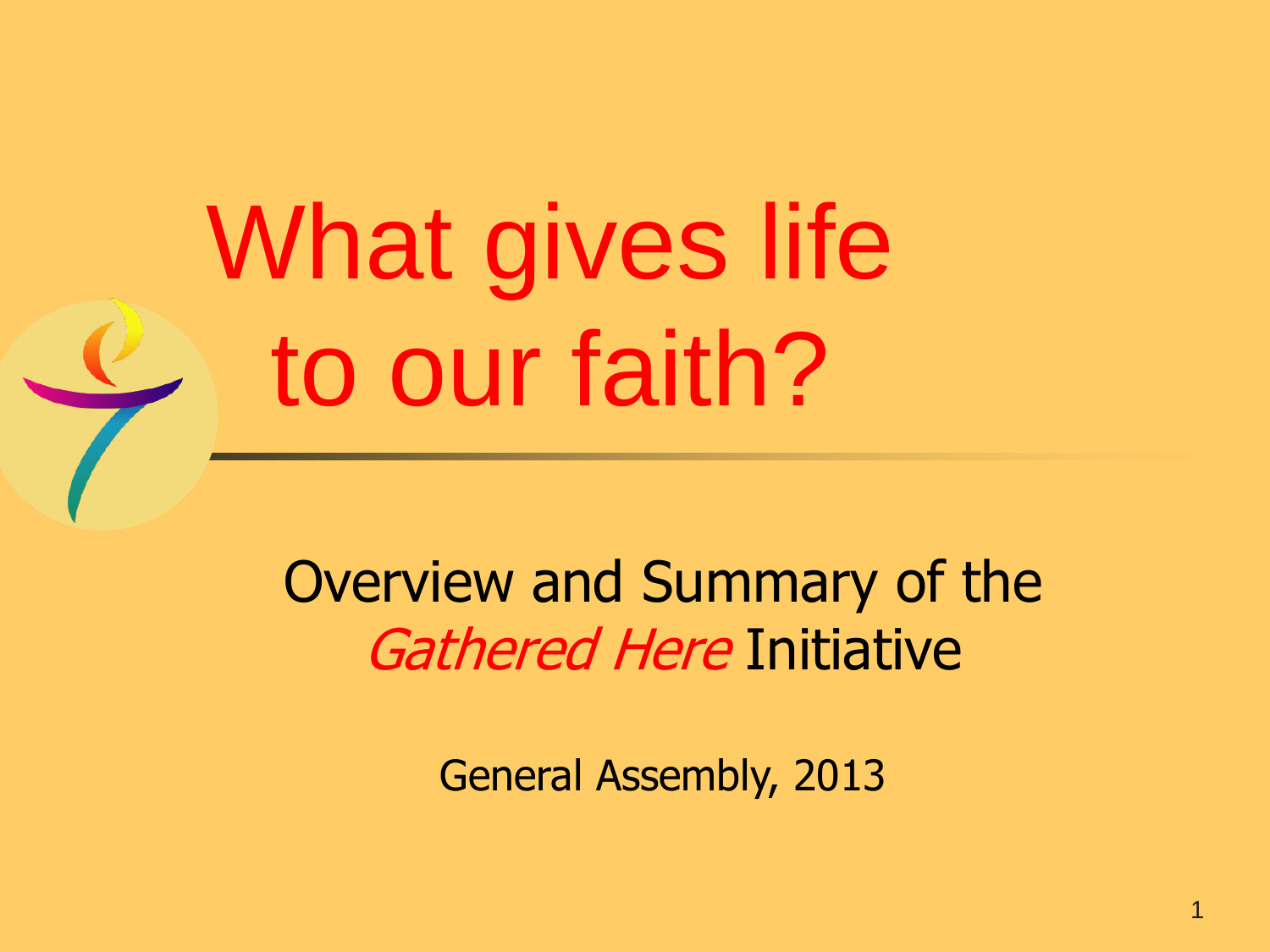# What gives life to our faith?

Overview and Summary of the *Gathered Here* Initiative

General Assembly, 2013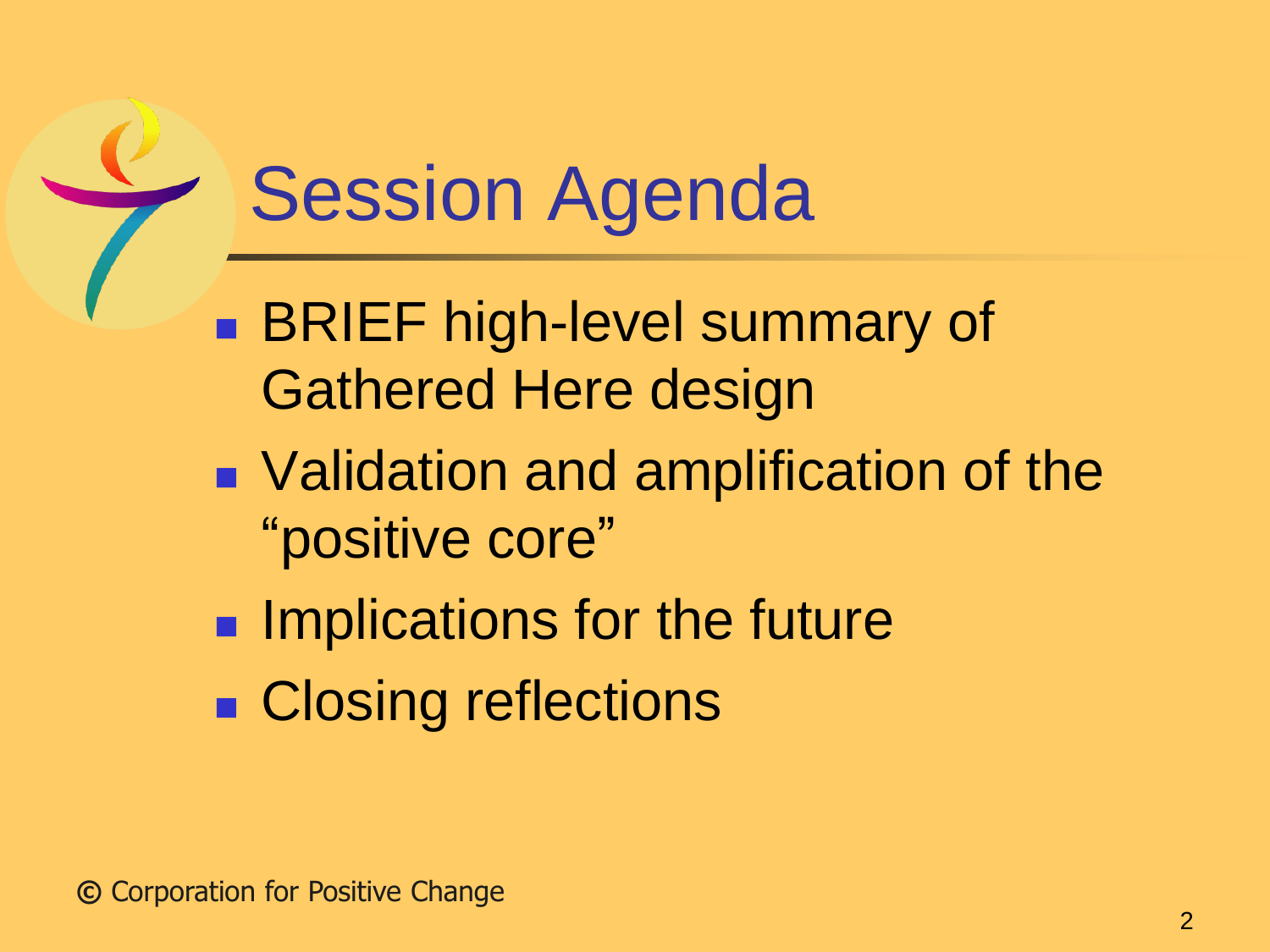# Session Agenda

- BRIEF high-level summary of Gathered Here design
- Validation and amplification of the "positive core"
- Implications for the future
- Closing reflections

© Corporation for Positive Change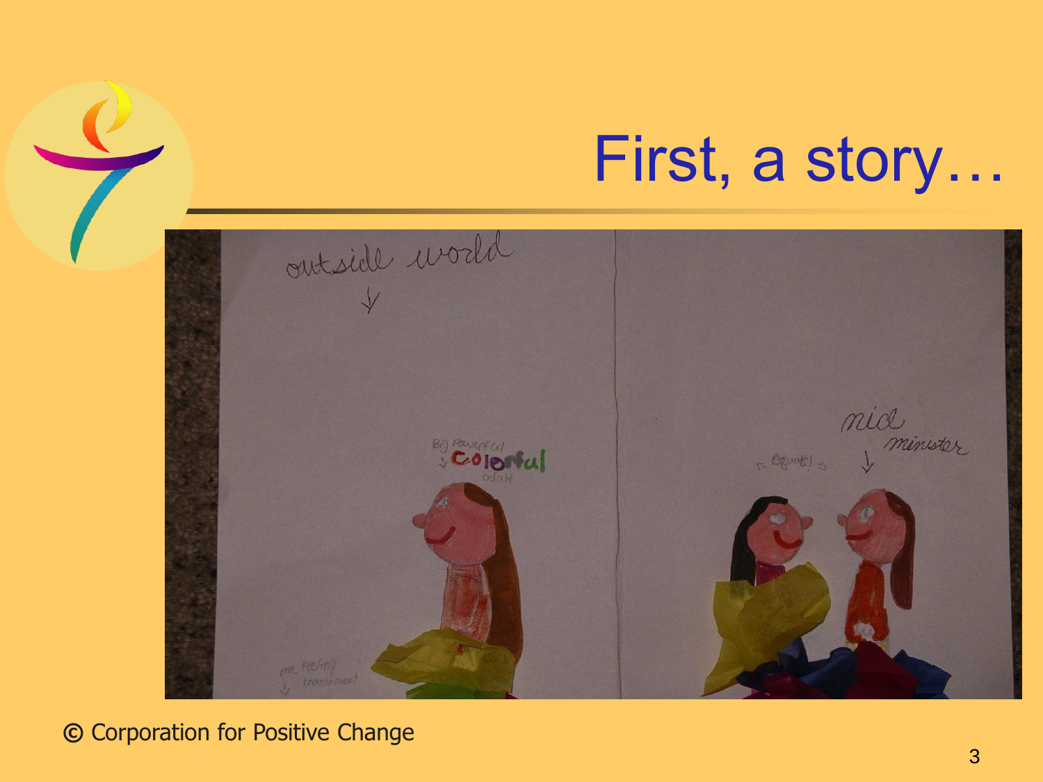# First, a story…

© Corporation for Positive Change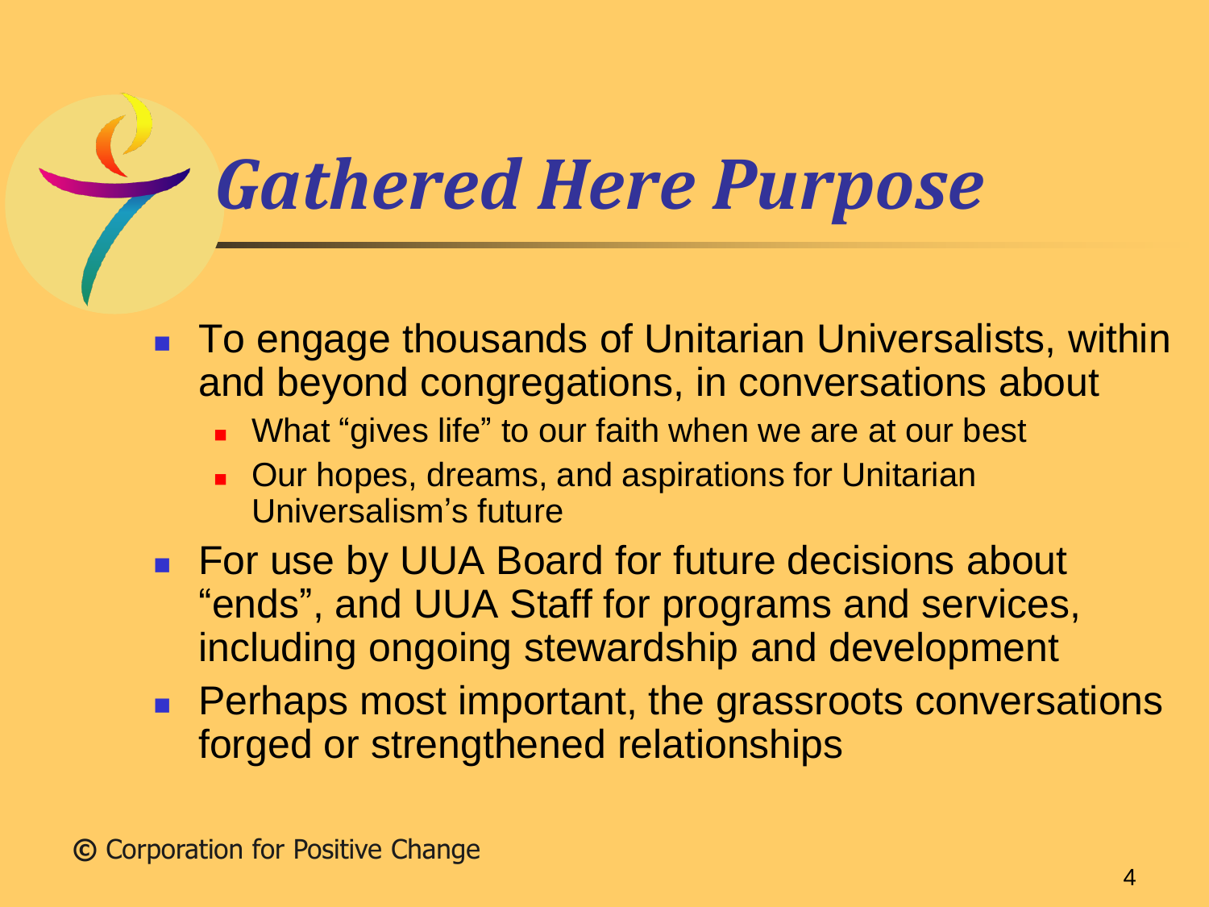# Gathered Here Purpose

- To engage thousands of Unitarian Universalists, within and beyond congregations, in conversations about
  - What "gives life" to our faith when we are at our best
  - Our hopes, dreams, and aspirations for Unitarian Universalism's future
- For use by UUA Board for future decisions about "ends", and UUA Staff for programs and services, including ongoing stewardship and development
- Perhaps most important, the grassroots conversations forged or strengthened relationships

© Corporation for Positive Change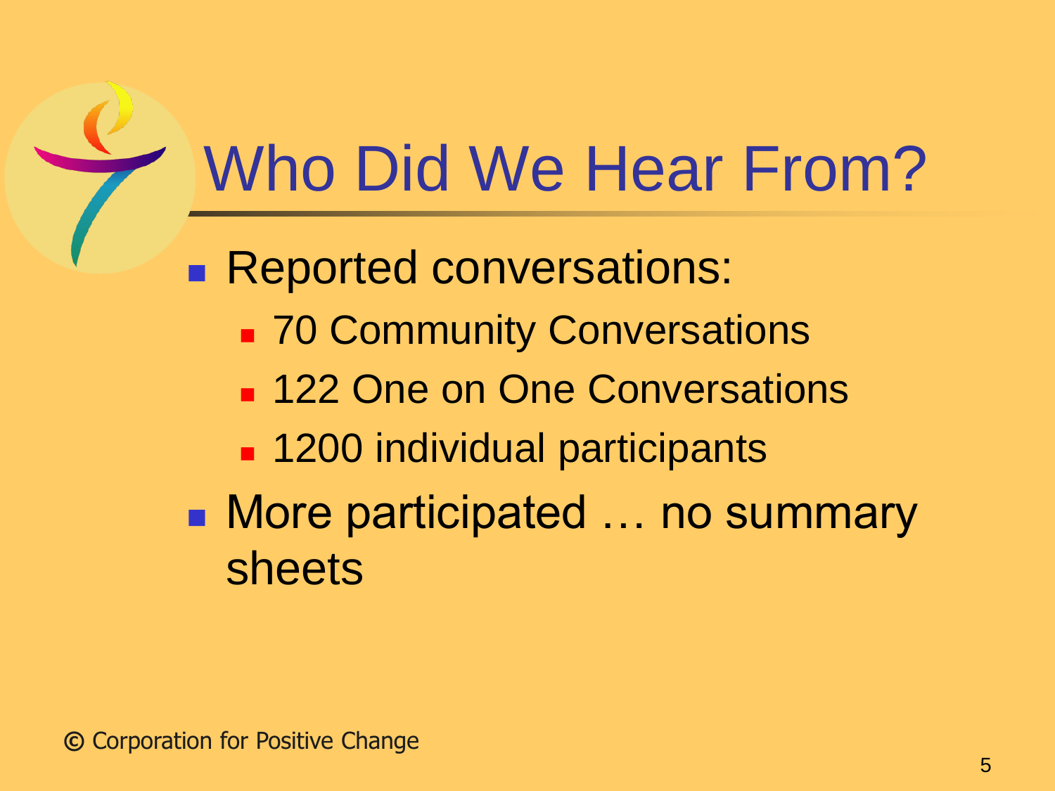# Who Did We Hear From?

- Reported conversations:
  - 70 Community Conversations
  - 122 One on One Conversations
  - 1200 individual participants
- More participated … no summary sheets

© Corporation for Positive Change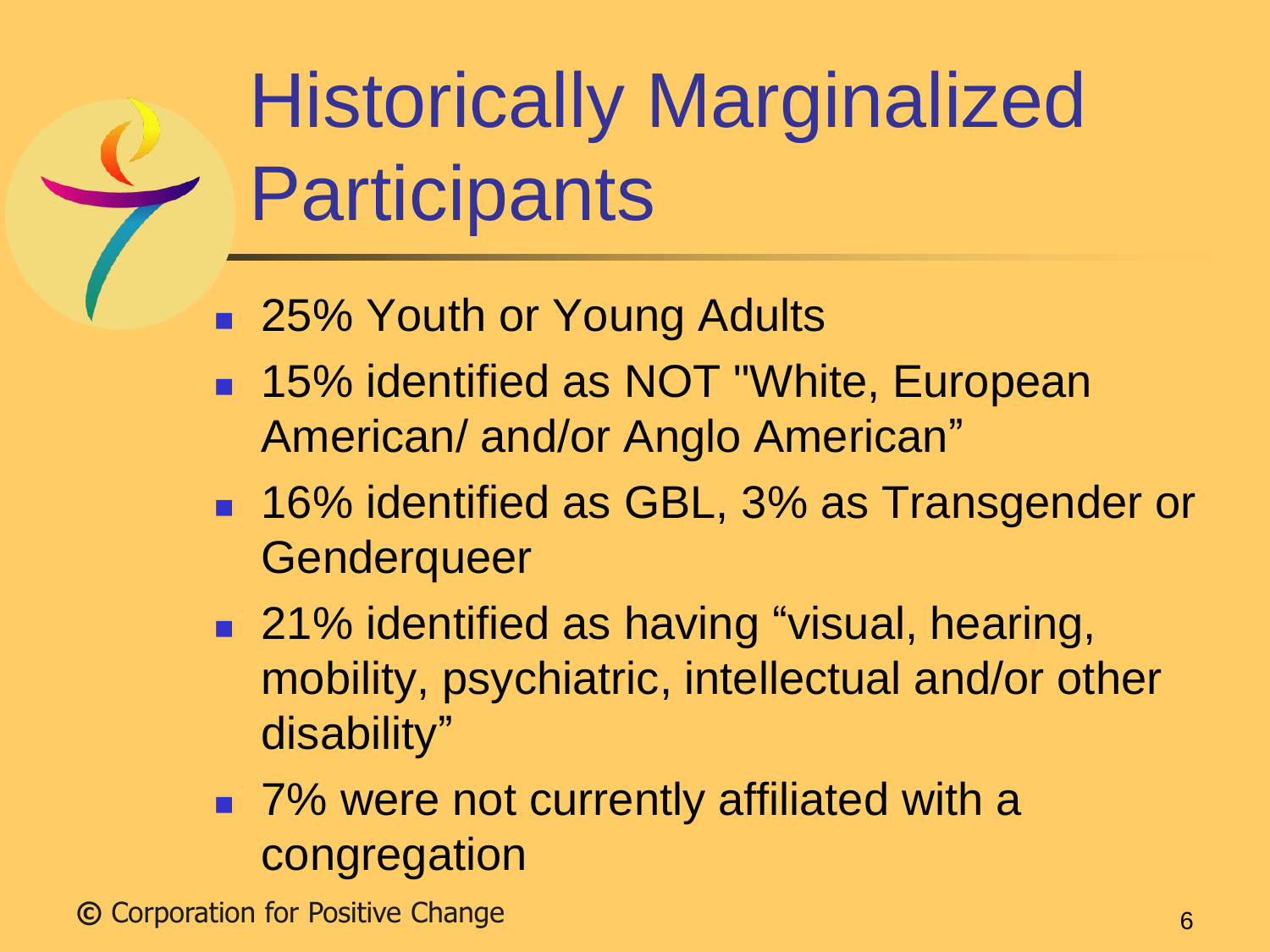# Historically Marginalized Participants

- 25% Youth or Young Adults
- 15% identified as NOT "White, European American/ and/or Anglo American”
- 16% identified as GBL, 3% as Transgender or Genderqueer
- 21% identified as having “visual, hearing, mobility, psychiatric, intellectual and/or other disability”
- 7% were not currently affiliated with a congregation

© Corporation for Positive Change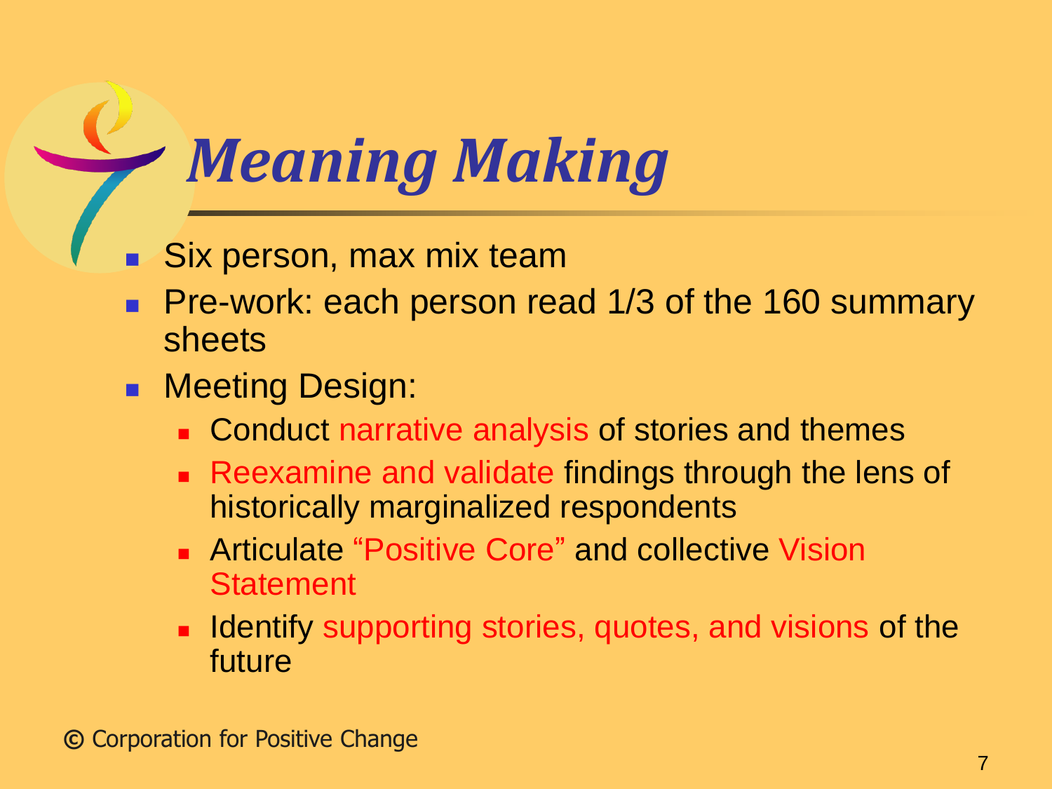# *Meaning Making*

- Six person, max mix team
- Pre-work: each person read 1/3 of the 160 summary sheets
- Meeting Design:
  - Conduct narrative analysis of stories and themes
  - Reexamine and validate findings through the lens of historically marginalized respondents
  - Articulate "Positive Core" and collective Vision Statement
  - Identify supporting stories, quotes, and visions of the future

© Corporation for Positive Change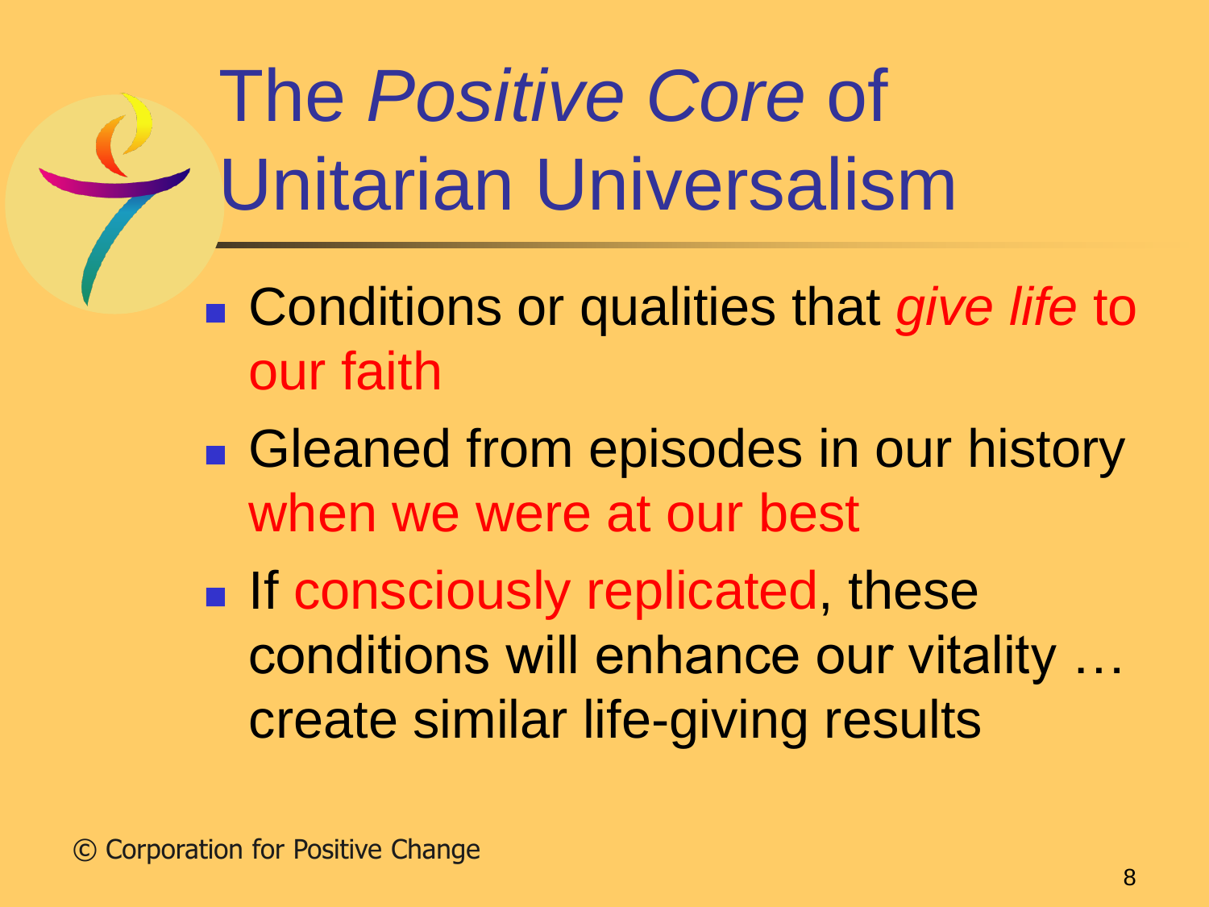# The *Positive Core* of Unitarian Universalism

- Conditions or qualities that *give life* to our faith
- Gleaned from episodes in our history when we were at our best
- If consciously replicated, these conditions will enhance our vitality … create similar life-giving results

© Corporation for Positive Change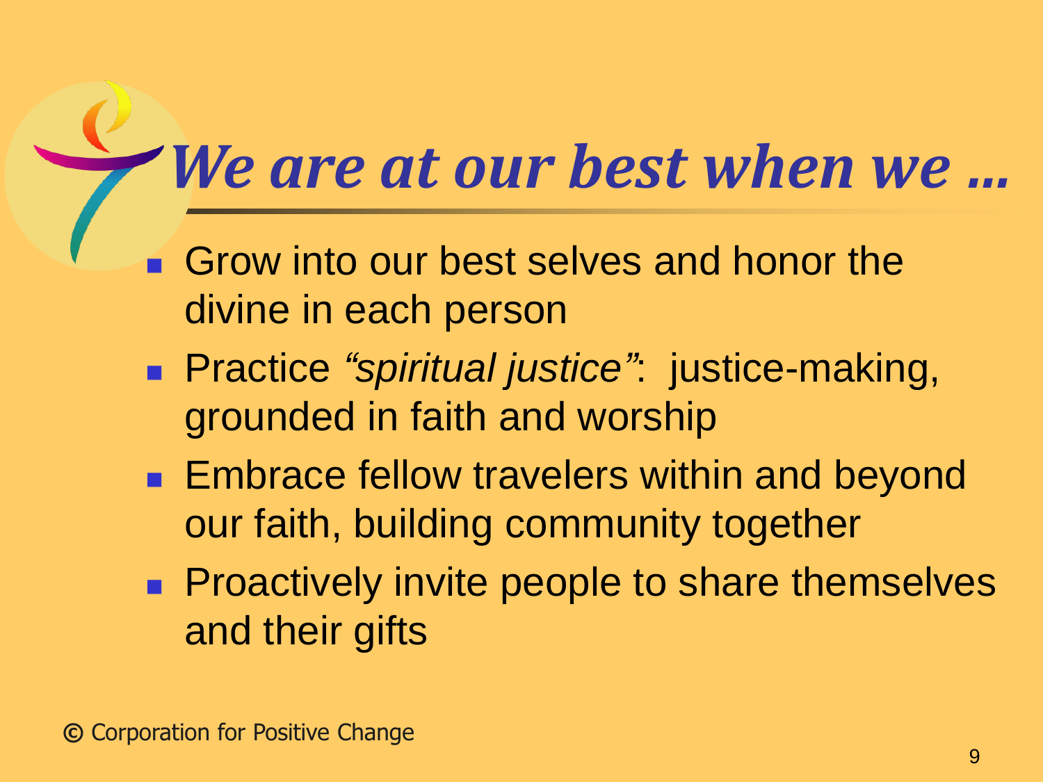# *We are at our best when we …*

- Grow into our best selves and honor the divine in each person
- Practice *"spiritual justice"*: justice-making, grounded in faith and worship
- Embrace fellow travelers within and beyond our faith, building community together
- Proactively invite people to share themselves and their gifts

© Corporation for Positive Change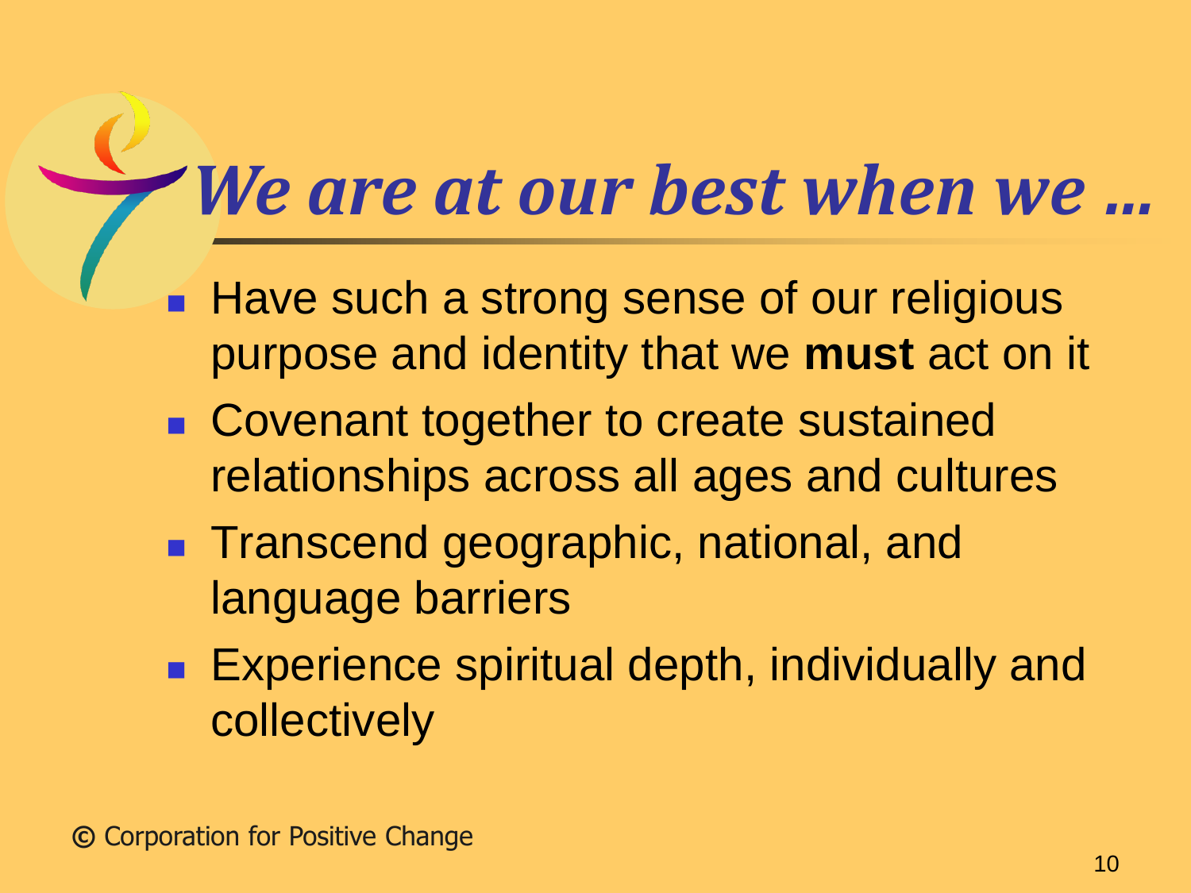# *We are at our best when we …*

- Have such a strong sense of our religious purpose and identity that we **must** act on it
- Covenant together to create sustained relationships across all ages and cultures
- Transcend geographic, national, and language barriers
- Experience spiritual depth, individually and collectively

© Corporation for Positive Change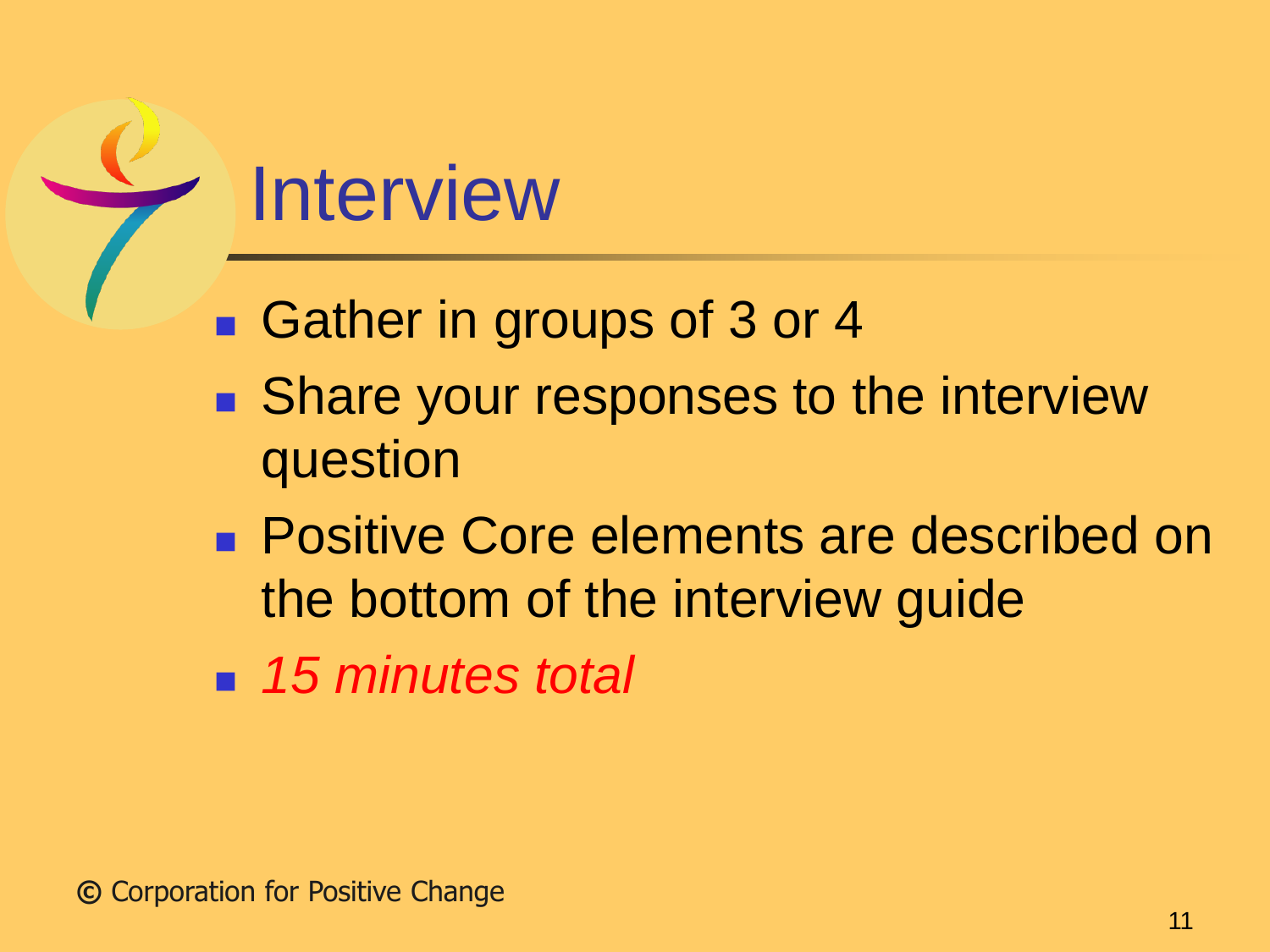# Interview

- Gather in groups of 3 or 4
- Share your responses to the interview question
- Positive Core elements are described on the bottom of the interview guide
- *15 minutes total*

© Corporation for Positive Change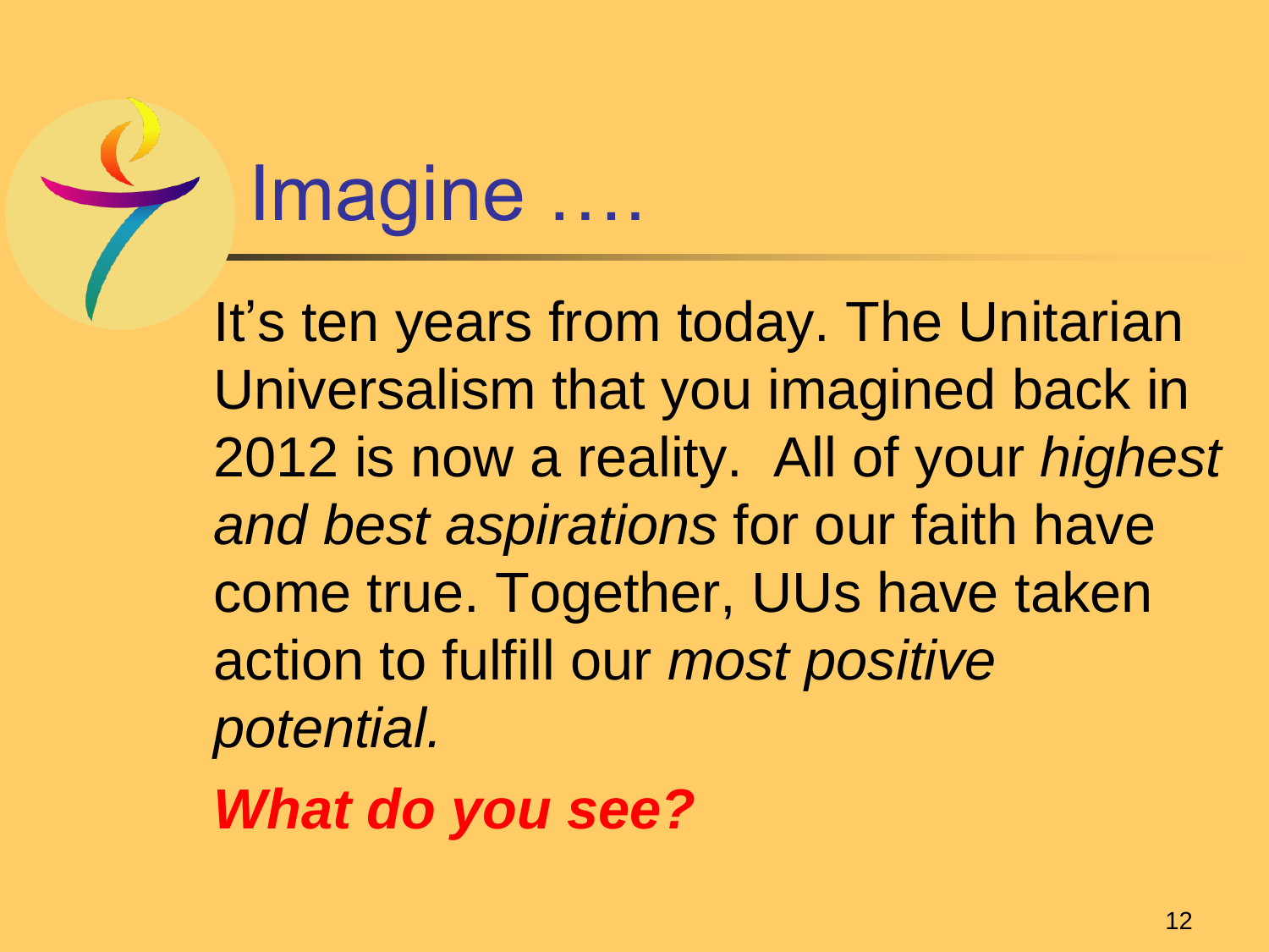# Imagine ….

It's ten years from today. The Unitarian Universalism that you imagined back in 2012 is now a reality. All of your *highest and best aspirations* for our faith have come true. Together, UUs have taken action to fulfill our *most positive potential.*

***What do you see?***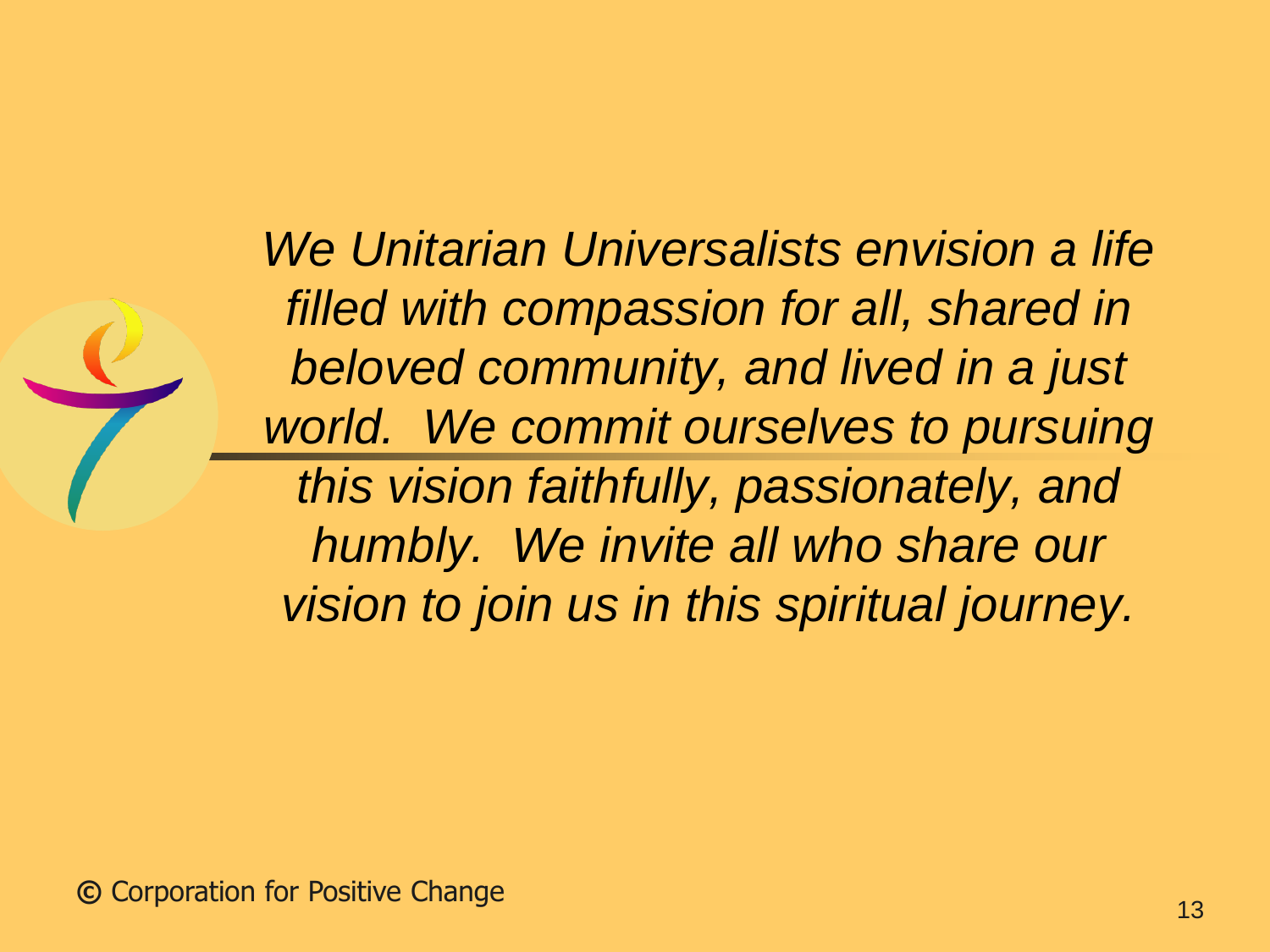*We Unitarian Universalists envision a life filled with compassion for all, shared in beloved community, and lived in a just world. We commit ourselves to pursuing this vision faithfully, passionately, and humbly. We invite all who share our vision to join us in this spiritual journey.*

© Corporation for Positive Change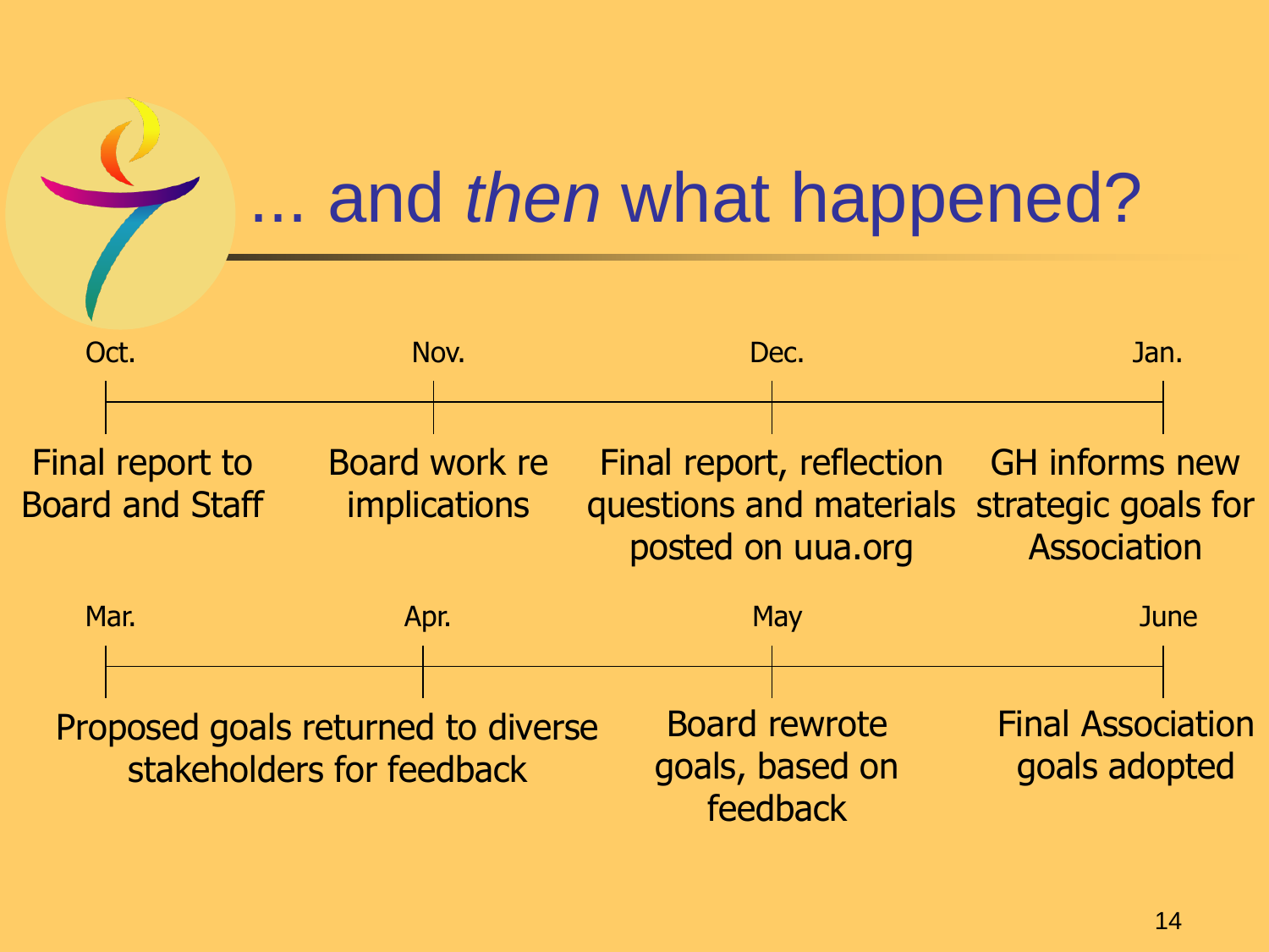# ... and *then* what happened?

| Oct. | Nov. | Dec. | Jan. |
|---|---|---|---|
| Final report to Board and Staff | Board work re implications | Final report, reflection questions and materials posted on uua.org | GH informs new strategic goals for Association |

| Mar. | Apr. | May | June |
|---|---|---|---|
| Proposed goals returned to diverse stakeholders for feedback | | Board rewrote goals, based on feedback | Final Association goals adopted |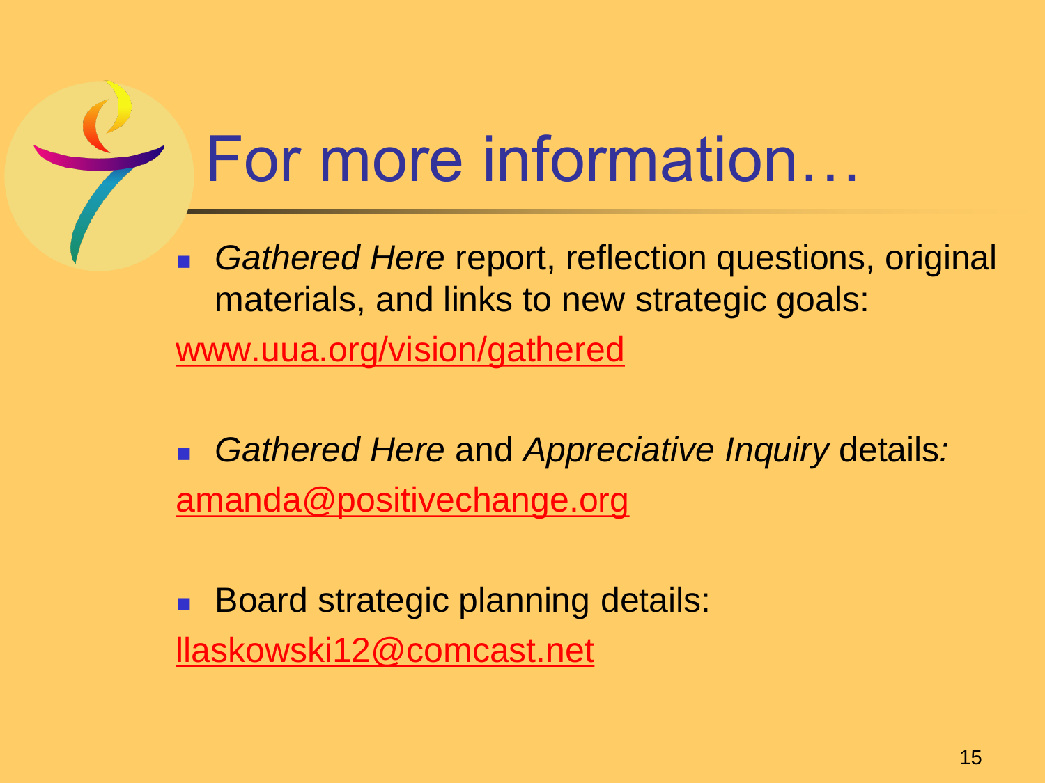# For more information…

- *Gathered Here* report, reflection questions, original materials, and links to new strategic goals:

www.uua.org/vision/gathered

- *Gathered Here* and *Appreciative Inquiry* details*:*

amanda@positivechange.org

- Board strategic planning details:

llaskowski12@comcast.net